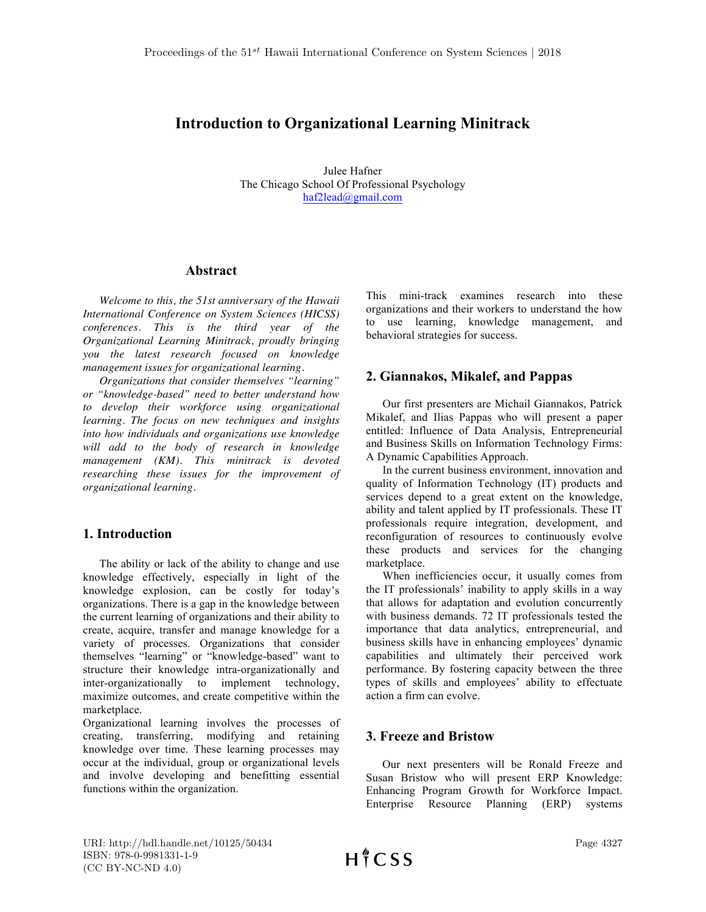# Introduction to Organizational Learning Minitrack

Julee Hafner
The Chicago School Of Professional Psychology
haf2lead@gmail.com

## Abstract

*Welcome to this, the 51st anniversary of the Hawaii International Conference on System Sciences (HICSS) conferences. This is the third year of the Organizational Learning Minitrack, proudly bringing you the latest research focused on knowledge management issues for organizational learning.*

*Organizations that consider themselves "learning" or "knowledge-based" need to better understand how to develop their workforce using organizational learning. The focus on new techniques and insights into how individuals and organizations use knowledge will add to the body of research in knowledge management (KM). This minitrack is devoted researching these issues for the improvement of organizational learning.*

## 1. Introduction

The ability or lack of the ability to change and use knowledge effectively, especially in light of the knowledge explosion, can be costly for today's organizations. There is a gap in the knowledge between the current learning of organizations and their ability to create, acquire, transfer and manage knowledge for a variety of processes. Organizations that consider themselves "learning" or "knowledge-based" want to structure their knowledge intra-organizationally and inter-organizationally to implement technology, maximize outcomes, and create competitive within the marketplace.

Organizational learning involves the processes of creating, transferring, modifying and retaining knowledge over time. These learning processes may occur at the individual, group or organizational levels and involve developing and benefitting essential functions within the organization.

This mini-track examines research into these organizations and their workers to understand the how to use learning, knowledge management, and behavioral strategies for success.

## 2. Giannakos, Mikalef, and Pappas

Our first presenters are Michail Giannakos, Patrick Mikalef, and Ilias Pappas who will present a paper entitled: Influence of Data Analysis, Entrepreneurial and Business Skills on Information Technology Firms: A Dynamic Capabilities Approach.

In the current business environment, innovation and quality of Information Technology (IT) products and services depend to a great extent on the knowledge, ability and talent applied by IT professionals. These IT professionals require integration, development, and reconfiguration of resources to continuously evolve these products and services for the changing marketplace.

When inefficiencies occur, it usually comes from the IT professionals' inability to apply skills in a way that allows for adaptation and evolution concurrently with business demands. 72 IT professionals tested the importance that data analytics, entrepreneurial, and business skills have in enhancing employees' dynamic capabilities and ultimately their perceived work performance. By fostering capacity between the three types of skills and employees' ability to effectuate action a firm can evolve.

## 3. Freeze and Bristow

Our next presenters will be Ronald Freeze and Susan Bristow who will present ERP Knowledge: Enhancing Program Growth for Workforce Impact. Enterprise Resource Planning (ERP) systems

URI: http://hdl.handle.net/10125/50434
ISBN: 978-0-9981331-1-9
(CC BY-NC-ND 4.0)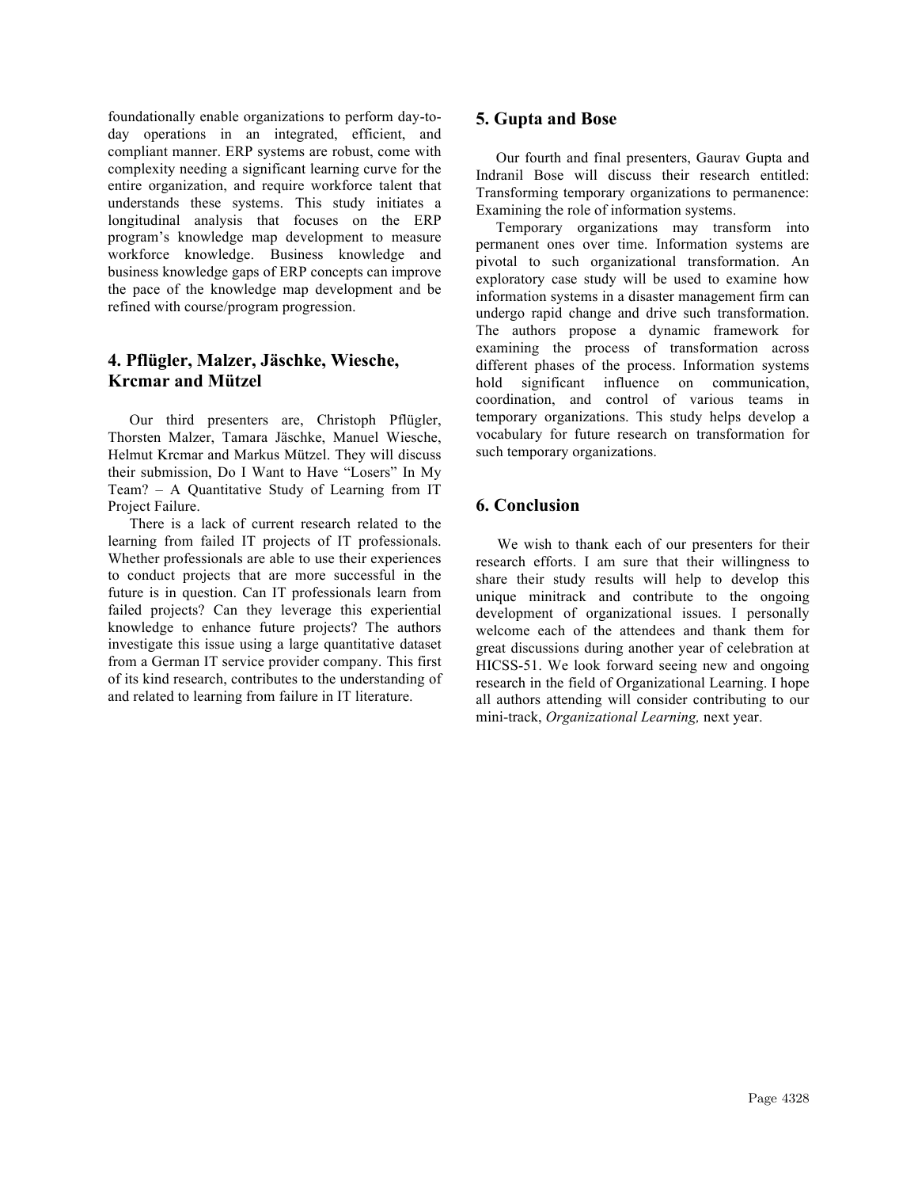foundationally enable organizations to perform day-to-day operations in an integrated, efficient, and compliant manner. ERP systems are robust, come with complexity needing a significant learning curve for the entire organization, and require workforce talent that understands these systems. This study initiates a longitudinal analysis that focuses on the ERP program's knowledge map development to measure workforce knowledge. Business knowledge and business knowledge gaps of ERP concepts can improve the pace of the knowledge map development and be refined with course/program progression.

## 4. Pflügler, Malzer, Jäschke, Wiesche, Krcmar and Mützel

Our third presenters are, Christoph Pflügler, Thorsten Malzer, Tamara Jäschke, Manuel Wiesche, Helmut Krcmar and Markus Mützel. They will discuss their submission, Do I Want to Have "Losers" In My Team? – A Quantitative Study of Learning from IT Project Failure.

There is a lack of current research related to the learning from failed IT projects of IT professionals. Whether professionals are able to use their experiences to conduct projects that are more successful in the future is in question. Can IT professionals learn from failed projects? Can they leverage this experiential knowledge to enhance future projects? The authors investigate this issue using a large quantitative dataset from a German IT service provider company. This first of its kind research, contributes to the understanding of and related to learning from failure in IT literature.

## 5. Gupta and Bose

Our fourth and final presenters, Gaurav Gupta and Indranil Bose will discuss their research entitled: Transforming temporary organizations to permanence: Examining the role of information systems.

Temporary organizations may transform into permanent ones over time. Information systems are pivotal to such organizational transformation. An exploratory case study will be used to examine how information systems in a disaster management firm can undergo rapid change and drive such transformation. The authors propose a dynamic framework for examining the process of transformation across different phases of the process. Information systems hold significant influence on communication, coordination, and control of various teams in temporary organizations. This study helps develop a vocabulary for future research on transformation for such temporary organizations.

## 6. Conclusion

We wish to thank each of our presenters for their research efforts. I am sure that their willingness to share their study results will help to develop this unique minitrack and contribute to the ongoing development of organizational issues. I personally welcome each of the attendees and thank them for great discussions during another year of celebration at HICSS-51. We look forward seeing new and ongoing research in the field of Organizational Learning. I hope all authors attending will consider contributing to our mini-track, *Organizational Learning,* next year.